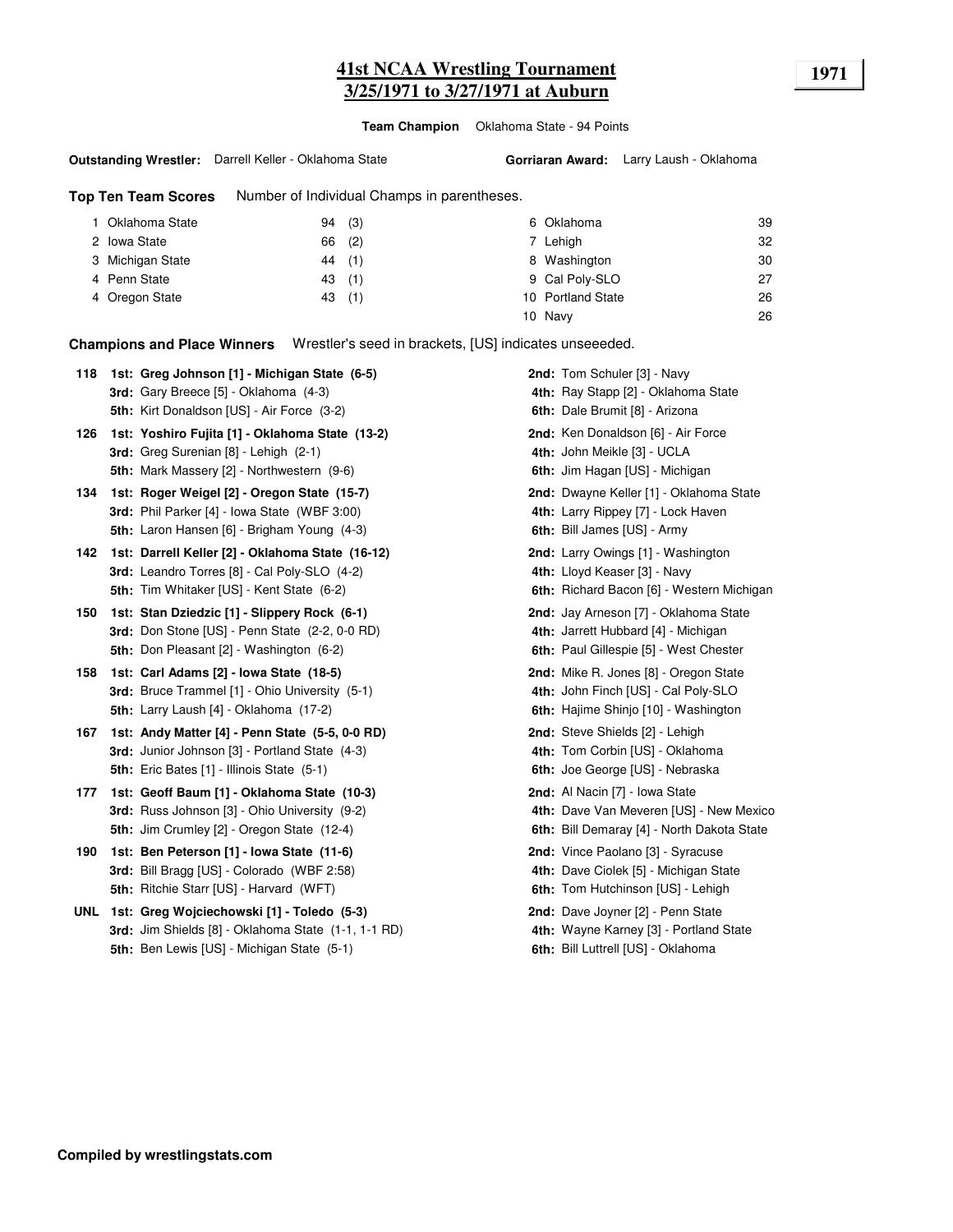# 41st NCAA Wrestling Tournament
## 3/25/1971 to 3/27/1971 at Auburn

**1971**

**Team Champion** Oklahoma State - 94 Points

**Outstanding Wrestler:** Darrell Keller - Oklahoma State

**Gorriaran Award:** Larry Laush - Oklahoma

**Top Ten Team Scores** Number of Individual Champs in parentheses.

| Rank | Team | Points | Champs |
|---|---|---|---|
| 1 | Oklahoma State | 94 | (3) |
| 2 | Iowa State | 66 | (2) |
| 3 | Michigan State | 44 | (1) |
| 4 | Penn State | 43 | (1) |
| 4 | Oregon State | 43 | (1) |
| 6 | Oklahoma | 39 | |
| 7 | Lehigh | 32 | |
| 8 | Washington | 30 | |
| 9 | Cal Poly-SLO | 27 | |
| 10 | Portland State | 26 | |
| 10 | Navy | 26 | |

**Champions and Place Winners** Wrestler's seed in brackets, [US] indicates unseeeded.

**118**
- **1st: Greg Johnson [1] - Michigan State (6-5)**
- **2nd:** Tom Schuler [3] - Navy
- **3rd:** Gary Breece [5] - Oklahoma (4-3)
- **4th:** Ray Stapp [2] - Oklahoma State
- **5th:** Kirt Donaldson [US] - Air Force (3-2)
- **6th:** Dale Brumit [8] - Arizona

**126**
- **1st: Yoshiro Fujita [1] - Oklahoma State (13-2)**
- **2nd:** Ken Donaldson [6] - Air Force
- **3rd:** Greg Surenian [8] - Lehigh (2-1)
- **4th:** John Meikle [3] - UCLA
- **5th:** Mark Massery [2] - Northwestern (9-6)
- **6th:** Jim Hagan [US] - Michigan

**134**
- **1st: Roger Weigel [2] - Oregon State (15-7)**
- **2nd:** Dwayne Keller [1] - Oklahoma State
- **3rd:** Phil Parker [4] - Iowa State (WBF 3:00)
- **4th:** Larry Rippey [7] - Lock Haven
- **5th:** Laron Hansen [6] - Brigham Young (4-3)
- **6th:** Bill James [US] - Army

**142**
- **1st: Darrell Keller [2] - Oklahoma State (16-12)**
- **2nd:** Larry Owings [1] - Washington
- **3rd:** Leandro Torres [8] - Cal Poly-SLO (4-2)
- **4th:** Lloyd Keaser [3] - Navy
- **5th:** Tim Whitaker [US] - Kent State (6-2)
- **6th:** Richard Bacon [6] - Western Michigan

**150**
- **1st: Stan Dziedzic [1] - Slippery Rock (6-1)**
- **2nd:** Jay Arneson [7] - Oklahoma State
- **3rd:** Don Stone [US] - Penn State (2-2, 0-0 RD)
- **4th:** Jarrett Hubbard [4] - Michigan
- **5th:** Don Pleasant [2] - Washington (6-2)
- **6th:** Paul Gillespie [5] - West Chester

**158**
- **1st: Carl Adams [2] - Iowa State (18-5)**
- **2nd:** Mike R. Jones [8] - Oregon State
- **3rd:** Bruce Trammel [1] - Ohio University (5-1)
- **4th:** John Finch [US] - Cal Poly-SLO
- **5th:** Larry Laush [4] - Oklahoma (17-2)
- **6th:** Hajime Shinjo [10] - Washington

**167**
- **1st: Andy Matter [4] - Penn State (5-5, 0-0 RD)**
- **2nd:** Steve Shields [2] - Lehigh
- **3rd:** Junior Johnson [3] - Portland State (4-3)
- **4th:** Tom Corbin [US] - Oklahoma
- **5th:** Eric Bates [1] - Illinois State (5-1)
- **6th:** Joe George [US] - Nebraska

**177**
- **1st: Geoff Baum [1] - Oklahoma State (10-3)**
- **2nd:** Al Nacin [7] - Iowa State
- **3rd:** Russ Johnson [3] - Ohio University (9-2)
- **4th:** Dave Van Meveren [US] - New Mexico
- **5th:** Jim Crumley [2] - Oregon State (12-4)
- **6th:** Bill Demaray [4] - North Dakota State

**190**
- **1st: Ben Peterson [1] - Iowa State (11-6)**
- **2nd:** Vince Paolano [3] - Syracuse
- **3rd:** Bill Bragg [US] - Colorado (WBF 2:58)
- **4th:** Dave Ciolek [5] - Michigan State
- **5th:** Ritchie Starr [US] - Harvard (WFT)
- **6th:** Tom Hutchinson [US] - Lehigh

**UNL**
- **1st: Greg Wojciechowski [1] - Toledo (5-3)**
- **2nd:** Dave Joyner [2] - Penn State
- **3rd:** Jim Shields [8] - Oklahoma State (1-1, 1-1 RD)
- **4th:** Wayne Karney [3] - Portland State
- **5th:** Ben Lewis [US] - Michigan State (5-1)
- **6th:** Bill Luttrell [US] - Oklahoma

**Compiled by wrestlingstats.com**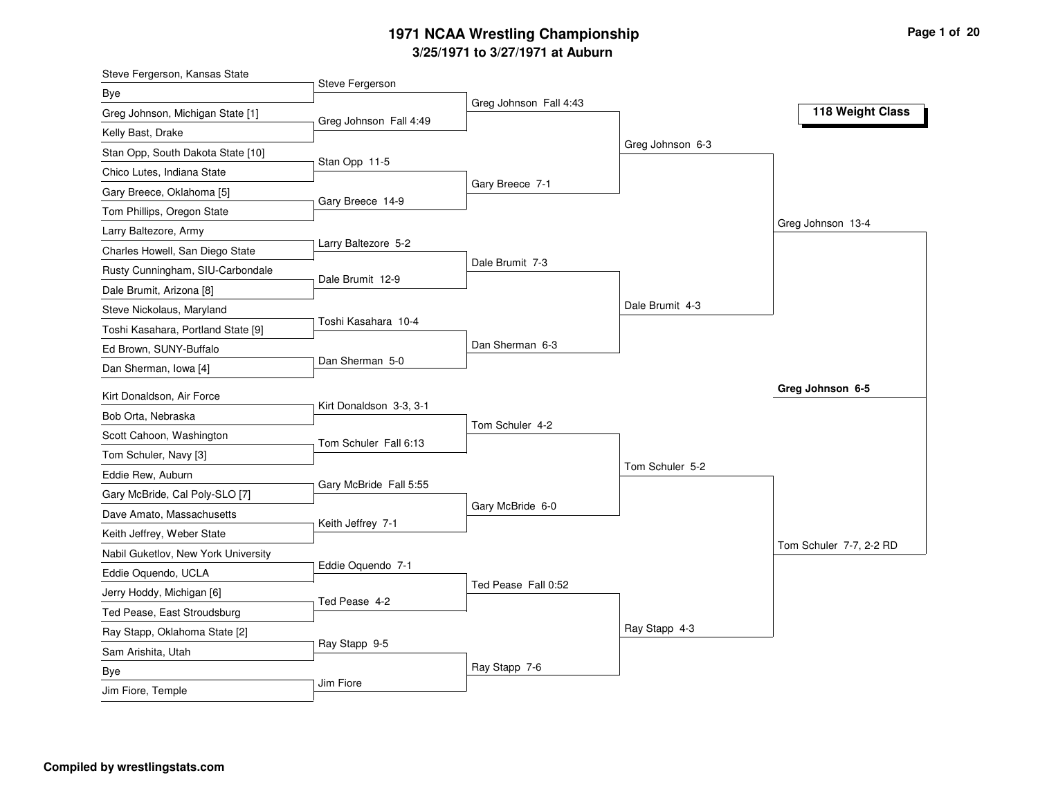# 1971 NCAA Wrestling Championship

## 3/25/1971 to 3/27/1971 at Auburn

### 118 Weight Class

**First Round**

| Wrestler 1 | Wrestler 2 | Result |
|---|---|---|
| Steve Fergerson, Kansas State | Bye | Steve Fergerson |
| Greg Johnson, Michigan State [1] | Kelly Bast, Drake | Greg Johnson Fall 4:49 |
| Stan Opp, South Dakota State [10] | Chico Lutes, Indiana State | Stan Opp 11-5 |
| Gary Breece, Oklahoma [5] | Tom Phillips, Oregon State | Gary Breece 14-9 |
| Larry Baltezore, Army | Charles Howell, San Diego State | Larry Baltezore 5-2 |
| Rusty Cunningham, SIU-Carbondale | Dale Brumit, Arizona [8] | Dale Brumit 12-9 |
| Steve Nickolaus, Maryland | Toshi Kasahara, Portland State [9] | Toshi Kasahara 10-4 |
| Ed Brown, SUNY-Buffalo | Dan Sherman, Iowa [4] | Dan Sherman 5-0 |
| Kirt Donaldson, Air Force | Bob Orta, Nebraska | Kirt Donaldson 3-3, 3-1 |
| Scott Cahoon, Washington | Tom Schuler, Navy [3] | Tom Schuler Fall 6:13 |
| Eddie Rew, Auburn | Gary McBride, Cal Poly-SLO [7] | Gary McBride Fall 5:55 |
| Dave Amato, Massachusetts | Keith Jeffrey, Weber State | Keith Jeffrey 7-1 |
| Nabil Guketlov, New York University | Eddie Oquendo, UCLA | Eddie Oquendo 7-1 |
| Jerry Hoddy, Michigan [6] | Ted Pease, East Stroudsburg | Ted Pease 4-2 |
| Ray Stapp, Oklahoma State [2] | Sam Arishita, Utah | Ray Stapp 9-5 |
| Bye | Jim Fiore, Temple | Jim Fiore |

**Second Round**

- Greg Johnson Fall 4:43
- Gary Breece 7-1
- Dale Brumit 7-3
- Dan Sherman 6-3
- Tom Schuler 4-2
- Gary McBride 6-0
- Ted Pease Fall 0:52
- Ray Stapp 7-6

**Quarterfinals**

- Greg Johnson 6-3
- Dale Brumit 4-3
- Tom Schuler 5-2
- Ray Stapp 4-3

**Semifinals**

- Greg Johnson 13-4
- Tom Schuler 7-7, 2-2 RD

**Final**

- **Greg Johnson 6-5**

**Compiled by wrestlingstats.com**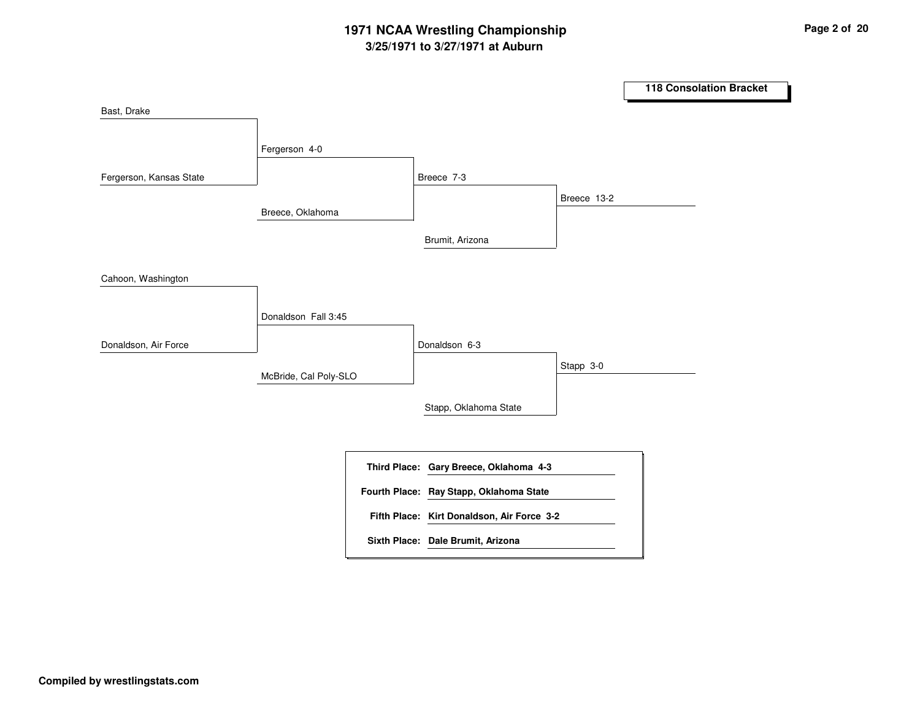# 1971 NCAA Wrestling Championship

## 3/25/1971 to 3/27/1971 at Auburn

### 118 Consolation Bracket

Bast, Drake

Fergerson, Kansas State

Fergerson 4-0

Breece, Oklahoma

Breece 7-3

Brumit, Arizona

Breece 13-2

Cahoon, Washington

Donaldson, Air Force

Donaldson Fall 3:45

McBride, Cal Poly-SLO

Donaldson 6-3

Stapp, Oklahoma State

Stapp 3-0

| | |
|---|---|
| **Third Place:** | **Gary Breece, Oklahoma 4-3** |
| **Fourth Place:** | **Ray Stapp, Oklahoma State** |
| **Fifth Place:** | **Kirt Donaldson, Air Force 3-2** |
| **Sixth Place:** | **Dale Brumit, Arizona** |

**Compiled by wrestlingstats.com**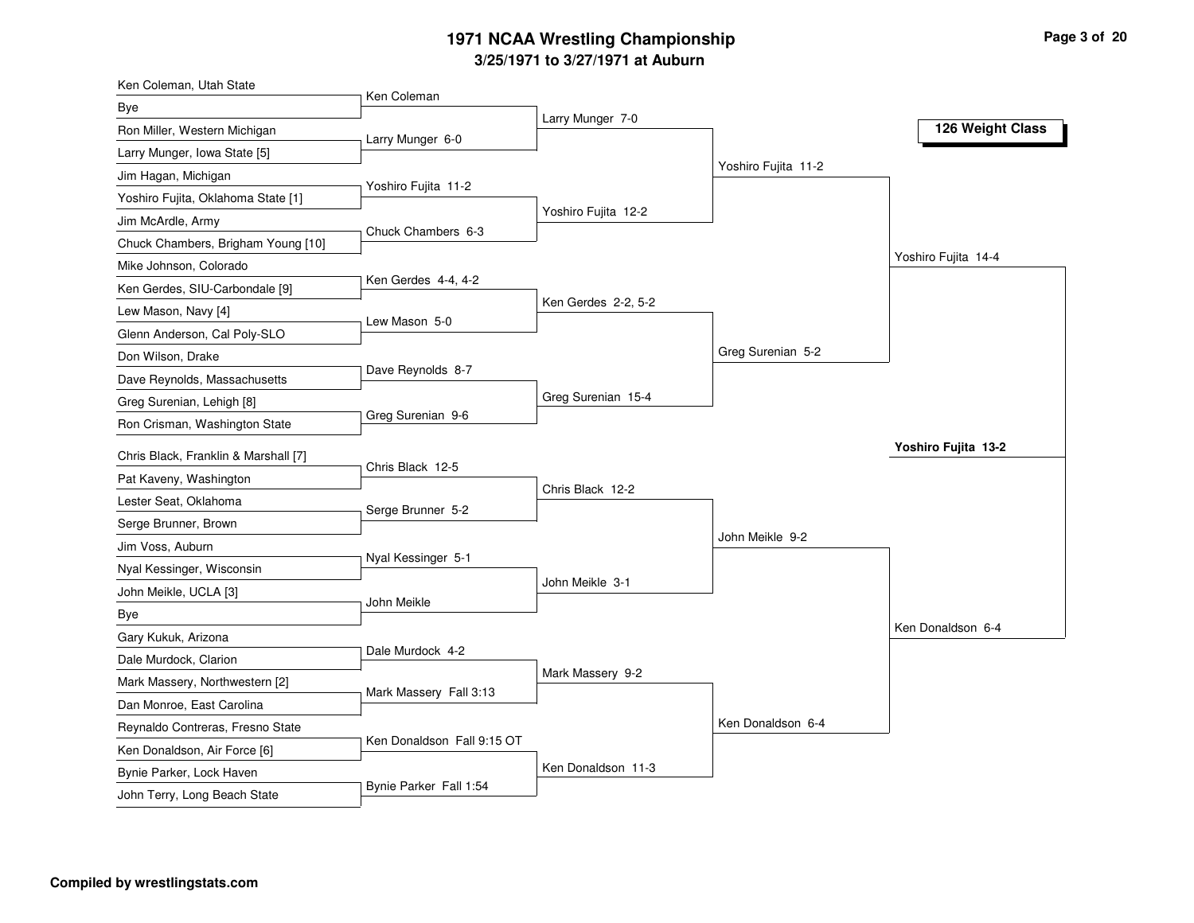# 1971 NCAA Wrestling Championship

## 3/25/1971 to 3/27/1971 at Auburn

### 126 Weight Class

**First Round**

- Ken Coleman, Utah State vs. Bye — Ken Coleman
- Ron Miller, Western Michigan vs. Larry Munger, Iowa State [5] — Larry Munger 6-0
- Jim Hagan, Michigan vs. Yoshiro Fujita, Oklahoma State [1] — Yoshiro Fujita 11-2
- Jim McArdle, Army vs. Chuck Chambers, Brigham Young [10] — Chuck Chambers 6-3
- Mike Johnson, Colorado vs. Ken Gerdes, SIU-Carbondale [9] — Ken Gerdes 4-4, 4-2
- Lew Mason, Navy [4] vs. Glenn Anderson, Cal Poly-SLO — Lew Mason 5-0
- Don Wilson, Drake vs. Dave Reynolds, Massachusetts — Dave Reynolds 8-7
- Greg Surenian, Lehigh [8] vs. Ron Crisman, Washington State — Greg Surenian 9-6
- Chris Black, Franklin & Marshall [7] vs. Pat Kaveny, Washington — Chris Black 12-5
- Lester Seat, Oklahoma vs. Serge Brunner, Brown — Serge Brunner 5-2
- Jim Voss, Auburn vs. Nyal Kessinger, Wisconsin — Nyal Kessinger 5-1
- John Meikle, UCLA [3] vs. Bye — John Meikle
- Gary Kukuk, Arizona vs. Dale Murdock, Clarion — Dale Murdock 4-2
- Mark Massery, Northwestern [2] vs. Dan Monroe, East Carolina — Mark Massery Fall 3:13
- Reynaldo Contreras, Fresno State vs. Ken Donaldson, Air Force [6] — Ken Donaldson Fall 9:15 OT
- Bynie Parker, Lock Haven vs. John Terry, Long Beach State — Bynie Parker Fall 1:54

**Second Round**

- Larry Munger 7-0
- Yoshiro Fujita 12-2
- Ken Gerdes 2-2, 5-2
- Greg Surenian 15-4
- Chris Black 12-2
- John Meikle 3-1
- Mark Massery 9-2
- Ken Donaldson 11-3

**Quarterfinals**

- Yoshiro Fujita 11-2
- Greg Surenian 5-2
- John Meikle 9-2
- Ken Donaldson 6-4

**Semifinals**

- Yoshiro Fujita 14-4
- Ken Donaldson 6-4

**Final**

**Yoshiro Fujita 13-2**

**Compiled by wrestlingstats.com**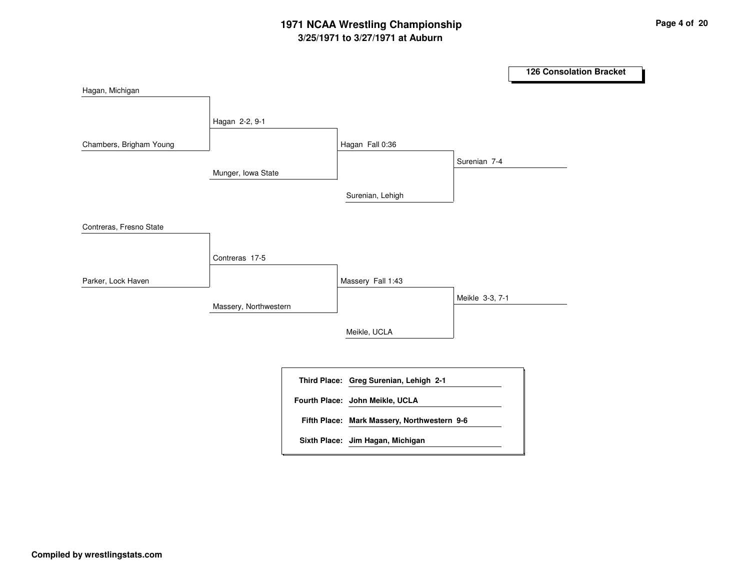# 1971 NCAA Wrestling Championship

## 3/25/1971 to 3/27/1971 at Auburn

### 126 Consolation Bracket

Hagan, Michigan

Chambers, Brigham Young

Hagan 2-2, 9-1

Munger, Iowa State

Hagan Fall 0:36

Surenian, Lehigh

Surenian 7-4

Contreras, Fresno State

Parker, Lock Haven

Contreras 17-5

Massery, Northwestern

Massery Fall 1:43

Meikle, UCLA

Meikle 3-3, 7-1

| | |
|---|---|
| **Third Place:** | **Greg Surenian, Lehigh 2-1** |
| **Fourth Place:** | **John Meikle, UCLA** |
| **Fifth Place:** | **Mark Massery, Northwestern 9-6** |
| **Sixth Place:** | **Jim Hagan, Michigan** |

**Compiled by wrestlingstats.com**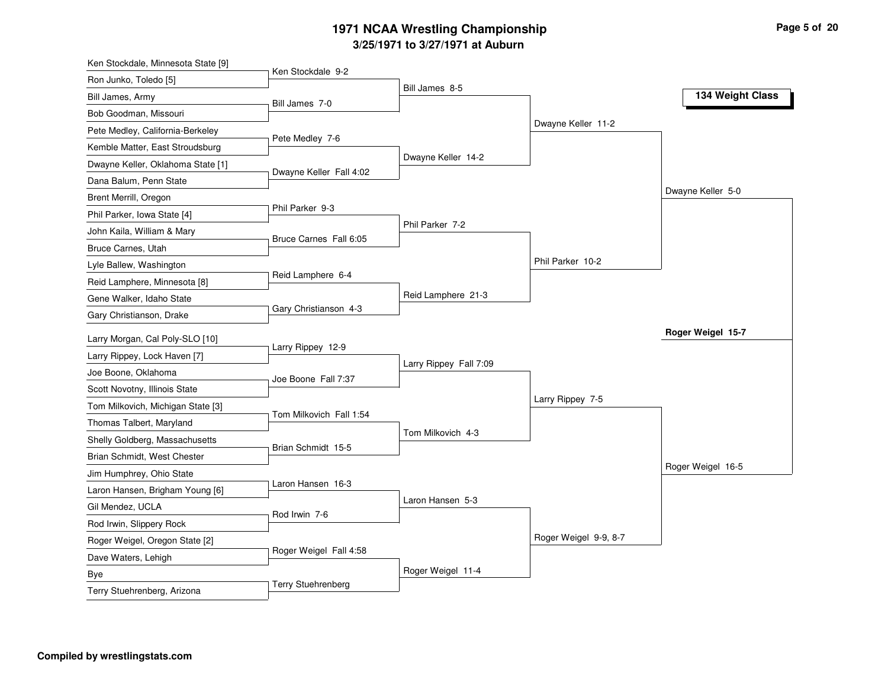# 1971 NCAA Wrestling Championship

## 3/25/1971 to 3/27/1971 at Auburn

### 134 Weight Class

**First Round**

- Ken Stockdale, Minnesota State [9] vs. Ron Junko, Toledo [5] — Ken Stockdale 9-2
- Bill James, Army vs. Bob Goodman, Missouri — Bill James 7-0
- Pete Medley, California-Berkeley vs. Kemble Matter, East Stroudsburg — Pete Medley 7-6
- Dwayne Keller, Oklahoma State [1] vs. Dana Balum, Penn State — Dwayne Keller Fall 4:02
- Brent Merrill, Oregon vs. Phil Parker, Iowa State [4] — Phil Parker 9-3
- John Kaila, William & Mary vs. Bruce Carnes, Utah — Bruce Carnes Fall 6:05
- Lyle Ballew, Washington vs. Reid Lamphere, Minnesota [8] — Reid Lamphere 6-4
- Gene Walker, Idaho State vs. Gary Christianson, Drake — Gary Christianson 4-3
- Larry Morgan, Cal Poly-SLO [10] vs. Larry Rippey, Lock Haven [7] — Larry Rippey 12-9
- Joe Boone, Oklahoma vs. Scott Novotny, Illinois State — Joe Boone Fall 7:37
- Tom Milkovich, Michigan State [3] vs. Thomas Talbert, Maryland — Tom Milkovich Fall 1:54
- Shelly Goldberg, Massachusetts vs. Brian Schmidt, West Chester — Brian Schmidt 15-5
- Jim Humphrey, Ohio State vs. Laron Hansen, Brigham Young [6] — Laron Hansen 16-3
- Gil Mendez, UCLA vs. Rod Irwin, Slippery Rock — Rod Irwin 7-6
- Roger Weigel, Oregon State [2] vs. Dave Waters, Lehigh — Roger Weigel Fall 4:58
- Bye vs. Terry Stuehrenberg, Arizona — Terry Stuehrenberg

**Second Round**

- Bill James 8-5
- Dwayne Keller 14-2
- Phil Parker 7-2
- Reid Lamphere 21-3
- Larry Rippey Fall 7:09
- Tom Milkovich 4-3
- Laron Hansen 5-3
- Roger Weigel 11-4

**Quarterfinals**

- Dwayne Keller 11-2
- Phil Parker 10-2
- Larry Rippey 7-5
- Roger Weigel 9-9, 8-7

**Semifinals**

- Dwayne Keller 5-0
- Roger Weigel 16-5

**Final**

- **Roger Weigel 15-7**

**Compiled by wrestlingstats.com**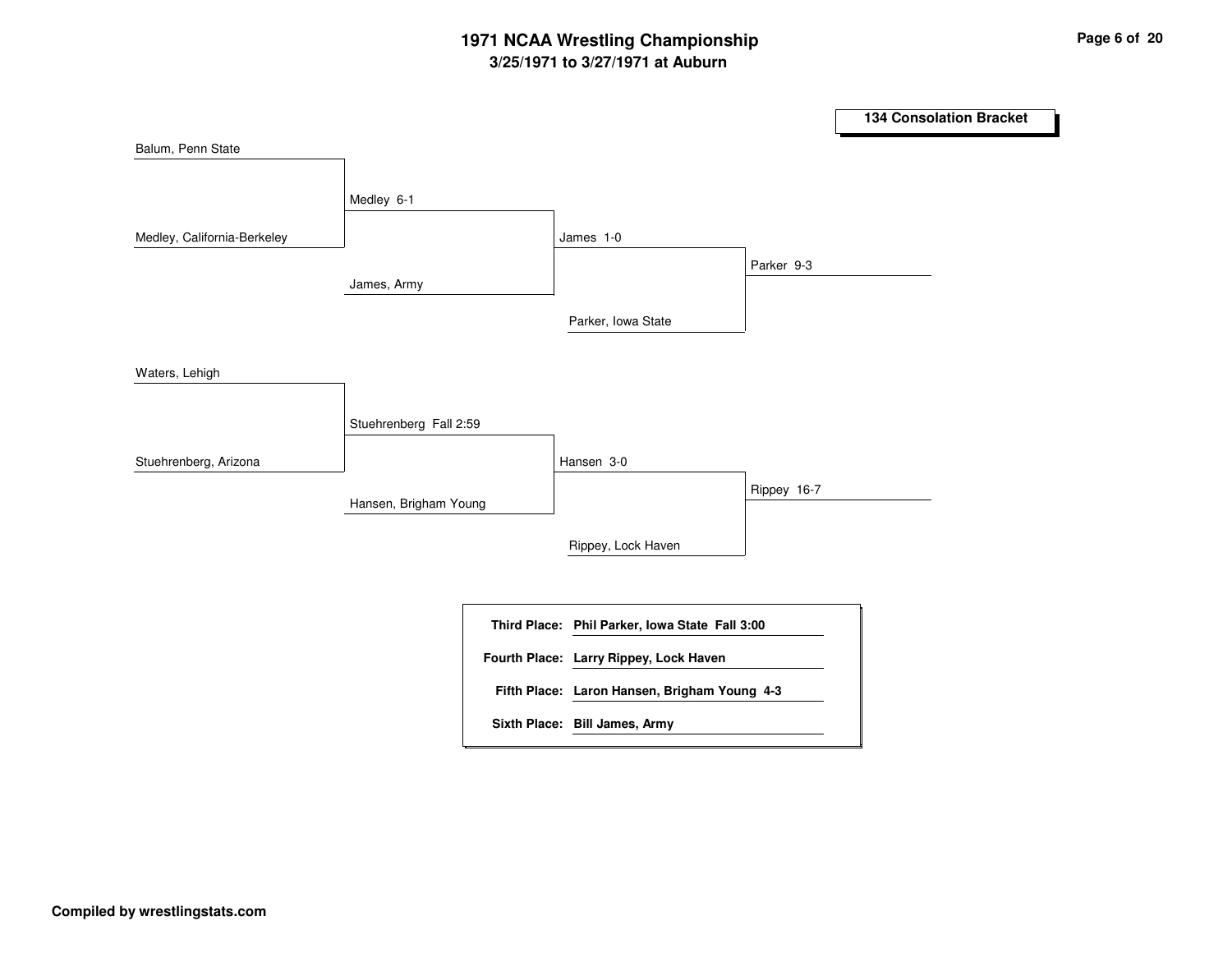# 1971 NCAA Wrestling Championship

## 3/25/1971 to 3/27/1971 at Auburn

### 134 Consolation Bracket

**Round 1**
- Balum, Penn State
- Medley, California-Berkeley
  - Winner: Medley 6-1
- Waters, Lehigh
- Stuehrenberg, Arizona
  - Winner: Stuehrenberg Fall 2:59

**Round 2**
- Medley 6-1
- James, Army
  - Winner: James 1-0
- Stuehrenberg Fall 2:59
- Hansen, Brigham Young
  - Winner: Hansen 3-0

**Round 3**
- James 1-0
- Parker, Iowa State
  - Winner: Parker 9-3
- Hansen 3-0
- Rippey, Lock Haven
  - Winner: Rippey 16-7

| | |
|---|---|
| **Third Place:** | **Phil Parker, Iowa State Fall 3:00** |
| **Fourth Place:** | **Larry Rippey, Lock Haven** |
| **Fifth Place:** | **Laron Hansen, Brigham Young 4-3** |
| **Sixth Place:** | **Bill James, Army** |

**Compiled by wrestlingstats.com**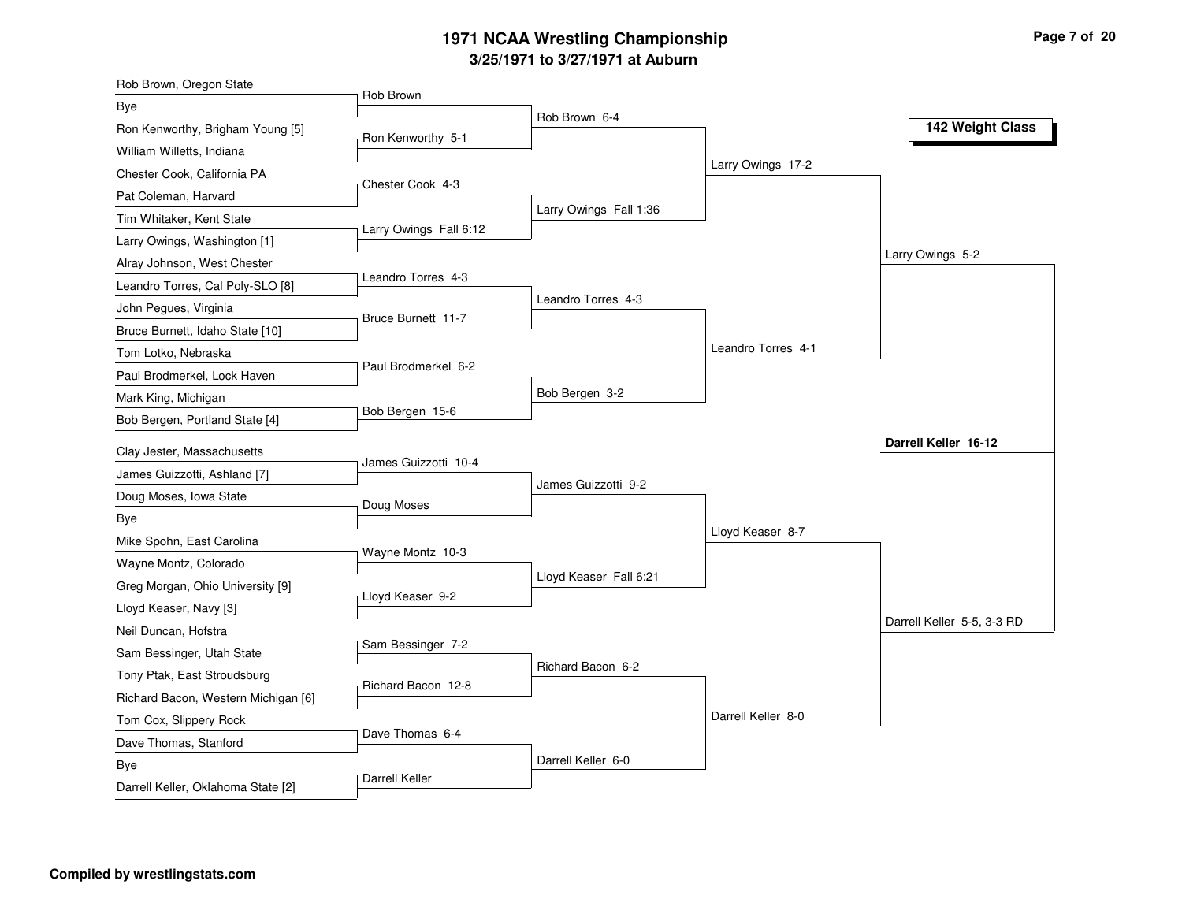# 1971 NCAA Wrestling Championship

## 3/25/1971 to 3/27/1971 at Auburn

**142 Weight Class**

### First Round

| Wrestler 1 | Wrestler 2 | Winner |
|---|---|---|
| Rob Brown, Oregon State | Bye | Rob Brown |
| Ron Kenworthy, Brigham Young [5] | William Willetts, Indiana | Ron Kenworthy 5-1 |
| Chester Cook, California PA | Pat Coleman, Harvard | Chester Cook 4-3 |
| Tim Whitaker, Kent State | Larry Owings, Washington [1] | Larry Owings Fall 6:12 |
| Alray Johnson, West Chester | Leandro Torres, Cal Poly-SLO [8] | Leandro Torres 4-3 |
| John Pegues, Virginia | Bruce Burnett, Idaho State [10] | Bruce Burnett 11-7 |
| Tom Lotko, Nebraska | Paul Brodmerkel, Lock Haven | Paul Brodmerkel 6-2 |
| Mark King, Michigan | Bob Bergen, Portland State [4] | Bob Bergen 15-6 |
| Clay Jester, Massachusetts | James Guizzotti, Ashland [7] | James Guizzotti 10-4 |
| Doug Moses, Iowa State | Bye | Doug Moses |
| Mike Spohn, East Carolina | Wayne Montz, Colorado | Wayne Montz 10-3 |
| Greg Morgan, Ohio University [9] | Lloyd Keaser, Navy [3] | Lloyd Keaser 9-2 |
| Neil Duncan, Hofstra | Sam Bessinger, Utah State | Sam Bessinger 7-2 |
| Tony Ptak, East Stroudsburg | Richard Bacon, Western Michigan [6] | Richard Bacon 12-8 |
| Tom Cox, Slippery Rock | Dave Thomas, Stanford | Dave Thomas 6-4 |
| Bye | Darrell Keller, Oklahoma State [2] | Darrell Keller |

### Second Round

- Rob Brown 6-4
- Larry Owings Fall 1:36
- Leandro Torres 4-3
- Bob Bergen 3-2
- James Guizzotti 9-2
- Lloyd Keaser Fall 6:21
- Richard Bacon 6-2
- Darrell Keller 6-0

### Quarterfinals

- Larry Owings 17-2
- Leandro Torres 4-1
- Lloyd Keaser 8-7
- Darrell Keller 8-0

### Semifinals

- Larry Owings 5-2
- Darrell Keller 5-5, 3-3 RD

### Final

**Darrell Keller 16-12**

**Compiled by wrestlingstats.com**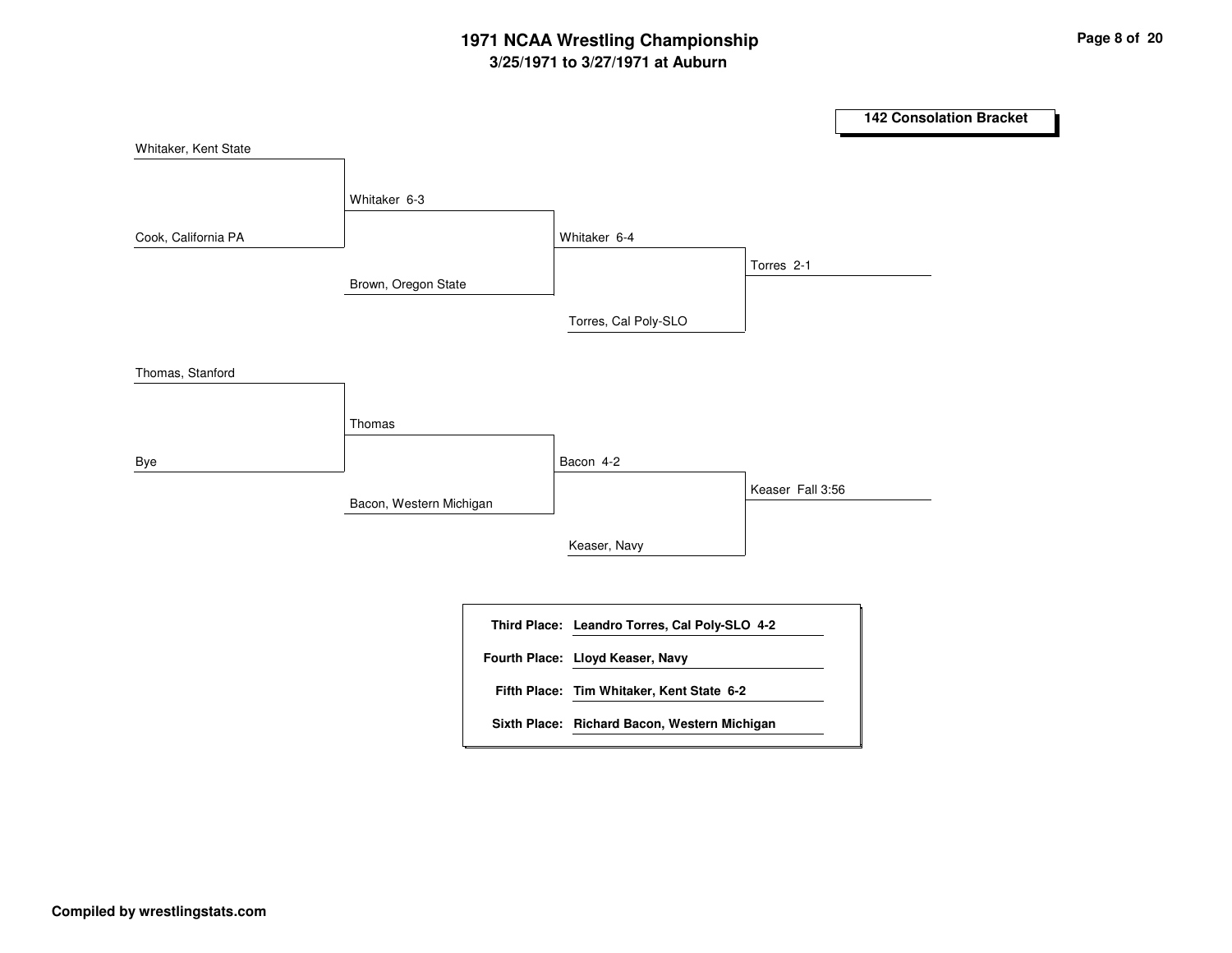# 1971 NCAA Wrestling Championship

## 3/25/1971 to 3/27/1971 at Auburn

### 142 Consolation Bracket

**Round 1**
- Whitaker, Kent State vs. Cook, California PA — Whitaker 6-3
- Thomas, Stanford vs. Bye — Thomas

**Round 2**
- Whitaker vs. Brown, Oregon State — Whitaker 6-4
- Thomas vs. Bacon, Western Michigan — Bacon 4-2

**Round 3**
- Whitaker vs. Torres, Cal Poly-SLO — Torres 2-1
- Bacon vs. Keaser, Navy — Keaser Fall 3:56

| | |
|---|---|
| **Third Place:** | **Leandro Torres, Cal Poly-SLO 4-2** |
| **Fourth Place:** | **Lloyd Keaser, Navy** |
| **Fifth Place:** | **Tim Whitaker, Kent State 6-2** |
| **Sixth Place:** | **Richard Bacon, Western Michigan** |

**Compiled by wrestlingstats.com**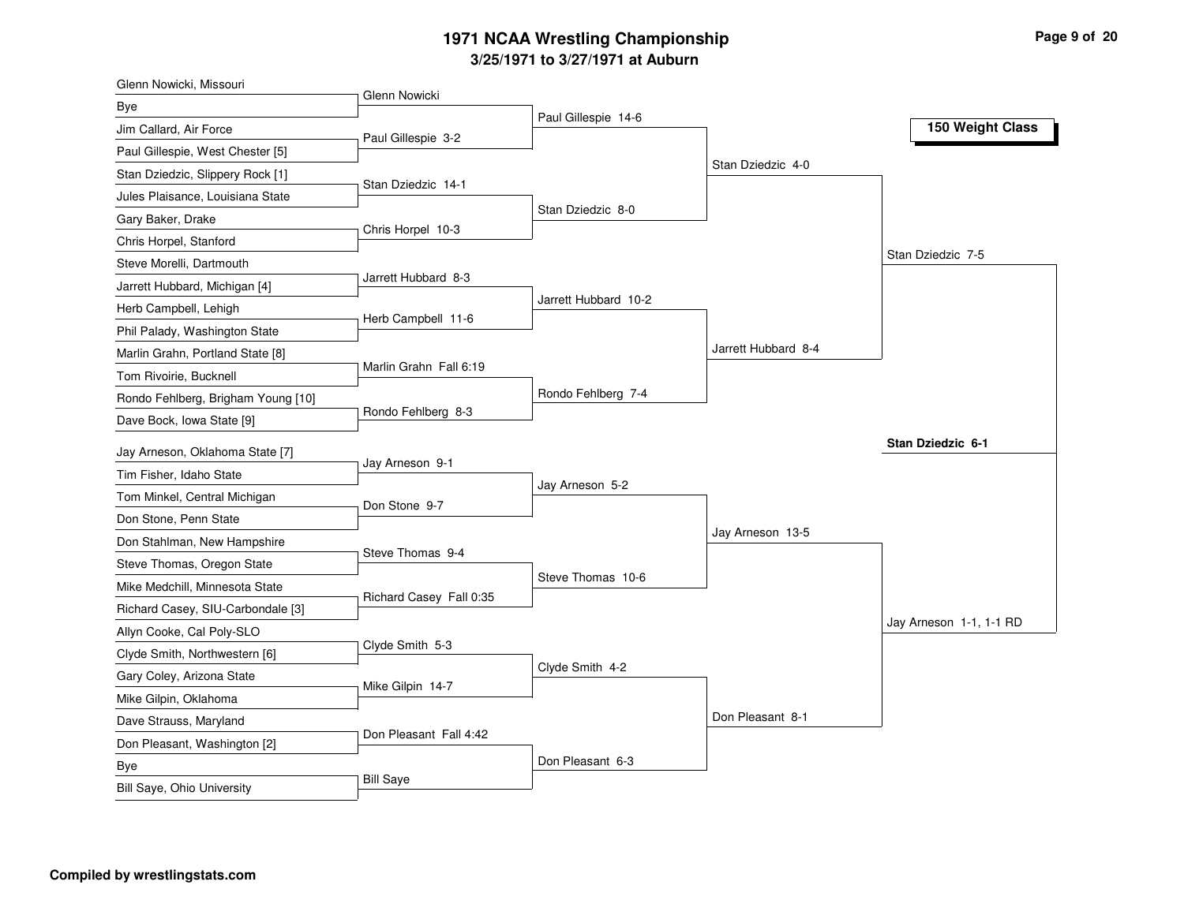# 1971 NCAA Wrestling Championship

## 3/25/1971 to 3/27/1971 at Auburn

### 150 Weight Class

**First Round**

- Glenn Nowicki, Missouri vs Bye — Glenn Nowicki
- Jim Callard, Air Force vs Paul Gillespie, West Chester [5] — Paul Gillespie 3-2
- Stan Dziedzic, Slippery Rock [1] vs Jules Plaisance, Louisiana State — Stan Dziedzic 14-1
- Gary Baker, Drake vs Chris Horpel, Stanford — Chris Horpel 10-3
- Steve Morelli, Dartmouth vs Jarrett Hubbard, Michigan [4] — Jarrett Hubbard 8-3
- Herb Campbell, Lehigh vs Phil Palady, Washington State — Herb Campbell 11-6
- Marlin Grahn, Portland State [8] vs Tom Rivoirie, Bucknell — Marlin Grahn Fall 6:19
- Rondo Fehlberg, Brigham Young [10] vs Dave Bock, Iowa State [9] — Rondo Fehlberg 8-3
- Jay Arneson, Oklahoma State [7] vs Tim Fisher, Idaho State — Jay Arneson 9-1
- Tom Minkel, Central Michigan vs Don Stone, Penn State — Don Stone 9-7
- Don Stahlman, New Hampshire vs Steve Thomas, Oregon State — Steve Thomas 9-4
- Mike Medchill, Minnesota State vs Richard Casey, SIU-Carbondale [3] — Richard Casey Fall 0:35
- Allyn Cooke, Cal Poly-SLO vs Clyde Smith, Northwestern [6] — Clyde Smith 5-3
- Gary Coley, Arizona State vs Mike Gilpin, Oklahoma — Mike Gilpin 14-7
- Dave Strauss, Maryland vs Don Pleasant, Washington [2] — Don Pleasant Fall 4:42
- Bye vs Bill Saye, Ohio University — Bill Saye

**Second Round**

- Paul Gillespie 14-6
- Stan Dziedzic 8-0
- Jarrett Hubbard 10-2
- Rondo Fehlberg 7-4
- Jay Arneson 5-2
- Steve Thomas 10-6
- Clyde Smith 4-2
- Don Pleasant 6-3

**Quarterfinals**

- Stan Dziedzic 4-0
- Jarrett Hubbard 8-4
- Jay Arneson 13-5
- Don Pleasant 8-1

**Semifinals**

- Stan Dziedzic 7-5
- Jay Arneson 1-1, 1-1 RD

**Final**

- **Stan Dziedzic 6-1**

**Compiled by wrestlingstats.com**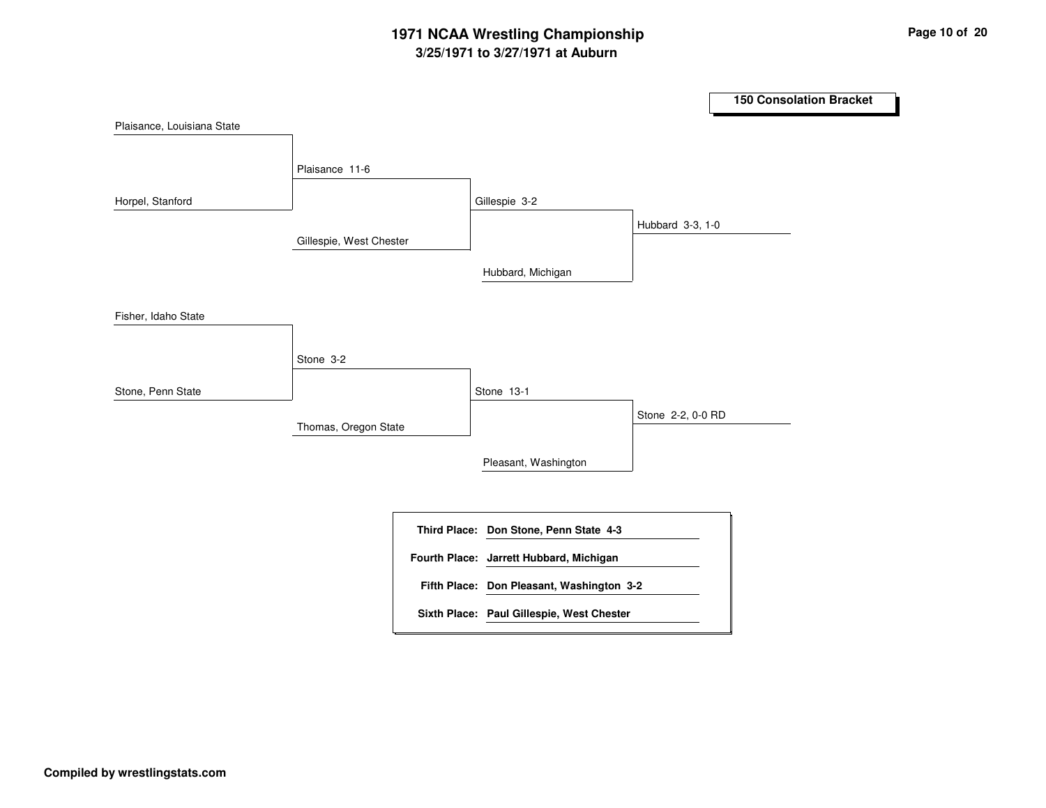# 1971 NCAA Wrestling Championship

## 3/25/1971 to 3/27/1971 at Auburn

### 150 Consolation Bracket

**Round 1**

- Plaisance, Louisiana State vs. Horpel, Stanford — Plaisance 11-6
- Fisher, Idaho State vs. Stone, Penn State — Stone 3-2

**Round 2**

- Plaisance vs. Gillespie, West Chester — Gillespie 3-2
- Stone vs. Thomas, Oregon State — Stone 13-1

**Round 3**

- Gillespie vs. Hubbard, Michigan — Hubbard 3-3, 1-0
- Stone vs. Pleasant, Washington — Stone 2-2, 0-0 RD

| | |
|---|---|
| **Third Place:** | **Don Stone, Penn State 4-3** |
| **Fourth Place:** | **Jarrett Hubbard, Michigan** |
| **Fifth Place:** | **Don Pleasant, Washington 3-2** |
| **Sixth Place:** | **Paul Gillespie, West Chester** |

**Compiled by wrestlingstats.com**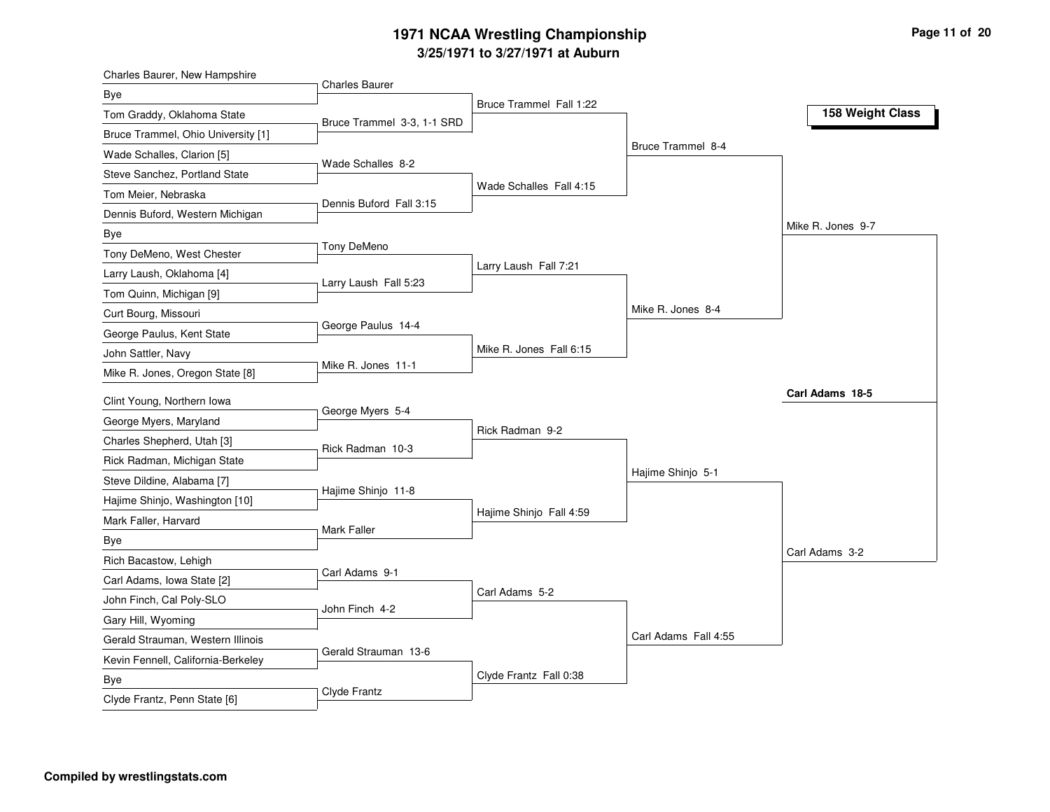# 1971 NCAA Wrestling Championship

## 3/25/1971 to 3/27/1971 at Auburn

### 158 Weight Class

**First Round**

- Charles Baurer, New Hampshire vs. Bye — Charles Baurer
- Tom Graddy, Oklahoma State vs. Bruce Trammel, Ohio University [1] — Bruce Trammel 3-3, 1-1 SRD
- Wade Schalles, Clarion [5] vs. Steve Sanchez, Portland State — Wade Schalles 8-2
- Tom Meier, Nebraska vs. Dennis Buford, Western Michigan — Dennis Buford Fall 3:15
- Bye vs. Tony DeMeno, West Chester — Tony DeMeno
- Larry Laush, Oklahoma [4] vs. Tom Quinn, Michigan [9] — Larry Laush Fall 5:23
- Curt Bourg, Missouri vs. George Paulus, Kent State — George Paulus 14-4
- John Sattler, Navy vs. Mike R. Jones, Oregon State [8] — Mike R. Jones 11-1
- Clint Young, Northern Iowa vs. George Myers, Maryland — George Myers 5-4
- Charles Shepherd, Utah [3] vs. Rick Radman, Michigan State — Rick Radman 10-3
- Steve Dildine, Alabama [7] vs. Hajime Shinjo, Washington [10] — Hajime Shinjo 11-8
- Mark Faller, Harvard vs. Bye — Mark Faller
- Rich Bacastow, Lehigh vs. Carl Adams, Iowa State [2] — Carl Adams 9-1
- John Finch, Cal Poly-SLO vs. Gary Hill, Wyoming — John Finch 4-2
- Gerald Strauman, Western Illinois vs. Kevin Fennell, California-Berkeley — Gerald Strauman 13-6
- Bye vs. Clyde Frantz, Penn State [6] — Clyde Frantz

**Second Round**

- Bruce Trammel Fall 1:22
- Wade Schalles Fall 4:15
- Larry Laush Fall 7:21
- Mike R. Jones Fall 6:15
- Rick Radman 9-2
- Hajime Shinjo Fall 4:59
- Carl Adams 5-2
- Clyde Frantz Fall 0:38

**Quarterfinals**

- Bruce Trammel 8-4
- Mike R. Jones 8-4
- Hajime Shinjo 5-1
- Carl Adams Fall 4:55

**Semifinals**

- Mike R. Jones 9-7
- Carl Adams 3-2

**Final**

- **Carl Adams 18-5**

**Compiled by wrestlingstats.com**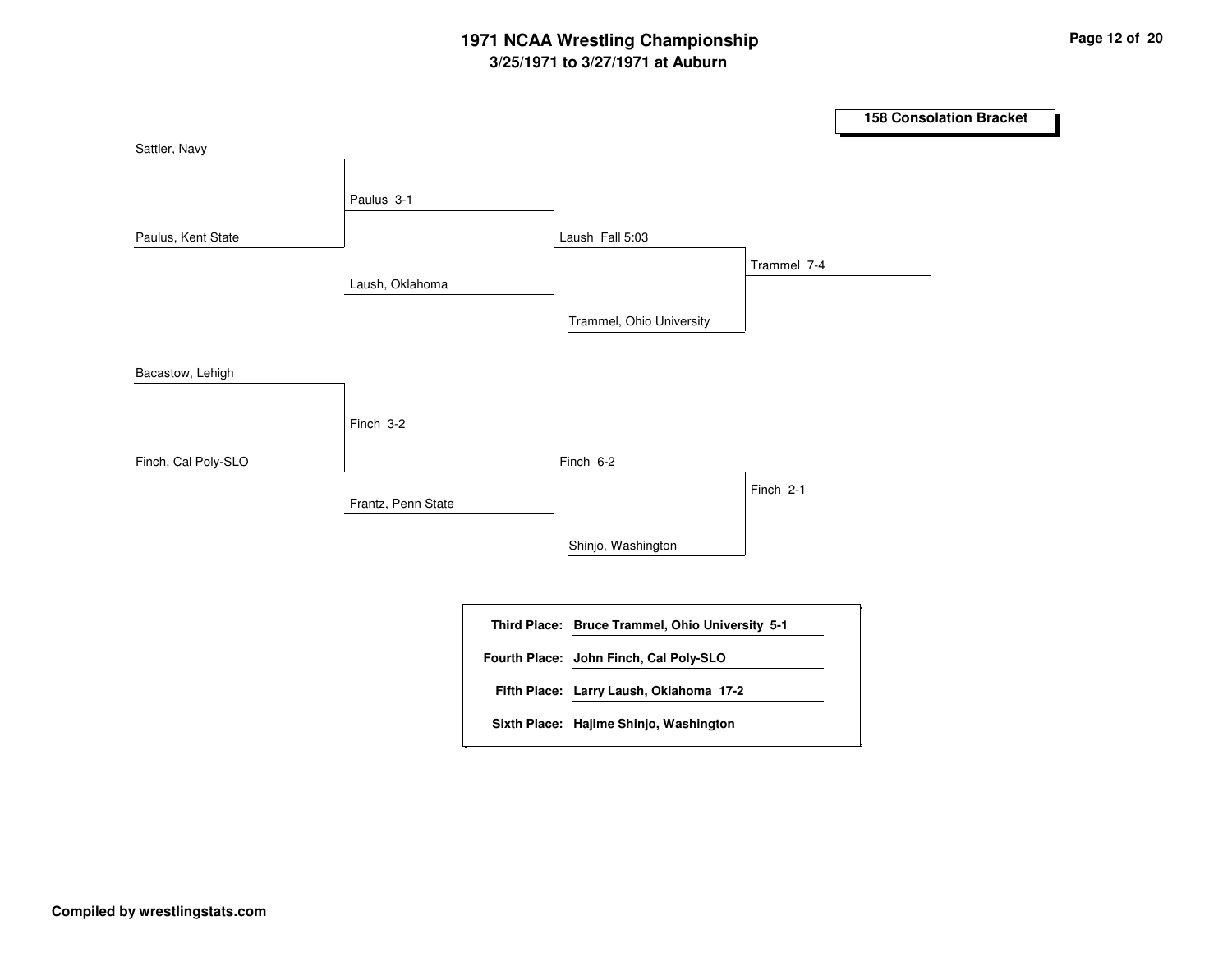# 1971 NCAA Wrestling Championship

## 3/25/1971 to 3/27/1971 at Auburn

### 158 Consolation Bracket

**Upper bracket**

- Sattler, Navy vs. Paulus, Kent State — Paulus 3-1
- Paulus vs. Laush, Oklahoma — Laush Fall 5:03
- Laush vs. Trammel, Ohio University — Trammel 7-4

**Lower bracket**

- Bacastow, Lehigh vs. Finch, Cal Poly-SLO — Finch 3-2
- Finch vs. Frantz, Penn State — Finch 6-2
- Finch vs. Shinjo, Washington — Finch 2-1

| | |
|---|---|
| **Third Place:** | **Bruce Trammel, Ohio University 5-1** |
| **Fourth Place:** | **John Finch, Cal Poly-SLO** |
| **Fifth Place:** | **Larry Laush, Oklahoma 17-2** |
| **Sixth Place:** | **Hajime Shinjo, Washington** |

**Compiled by wrestlingstats.com**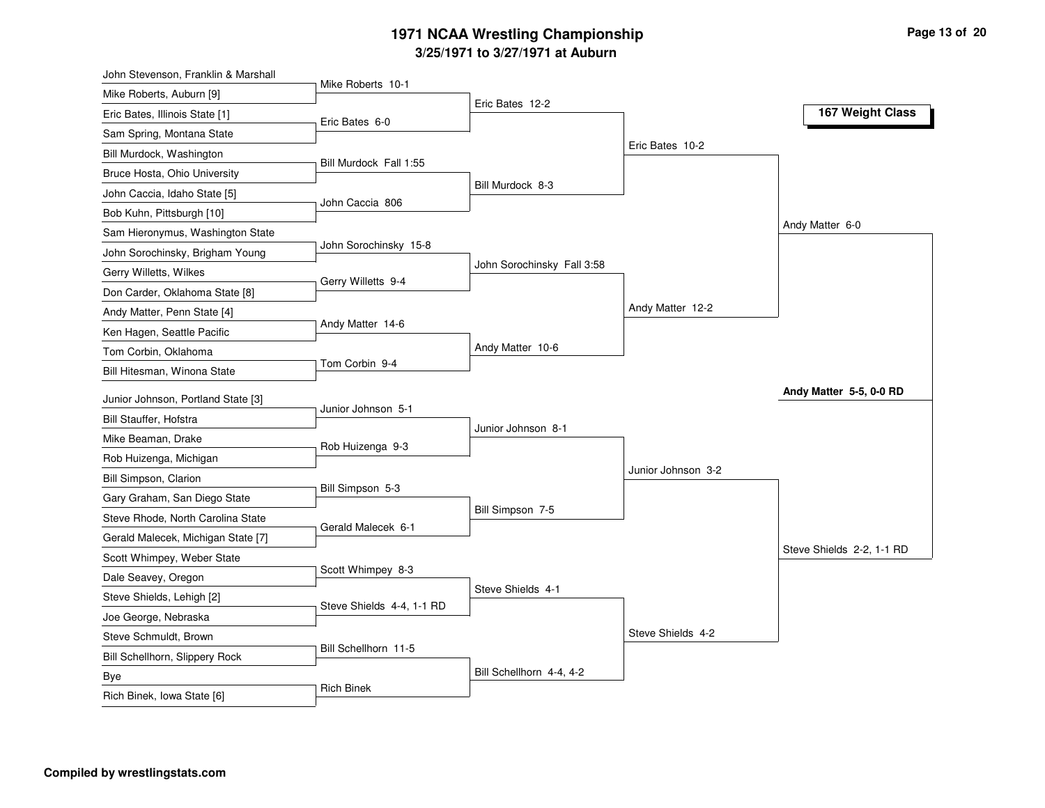# 1971 NCAA Wrestling Championship

## 3/25/1971 to 3/27/1971 at Auburn

### 167 Weight Class

**First Round**

| Wrestler 1 | Wrestler 2 | Winner / Result |
|---|---|---|
| John Stevenson, Franklin & Marshall | Mike Roberts, Auburn [9] | Mike Roberts 10-1 |
| Eric Bates, Illinois State [1] | Sam Spring, Montana State | Eric Bates 6-0 |
| Bill Murdock, Washington | Bruce Hosta, Ohio University | Bill Murdock Fall 1:55 |
| John Caccia, Idaho State [5] | Bob Kuhn, Pittsburgh [10] | John Caccia 806 |
| Sam Hieronymus, Washington State | John Sorochinsky, Brigham Young | John Sorochinsky 15-8 |
| Gerry Willetts, Wilkes | Don Carder, Oklahoma State [8] | Gerry Willetts 9-4 |
| Andy Matter, Penn State [4] | Ken Hagen, Seattle Pacific | Andy Matter 14-6 |
| Tom Corbin, Oklahoma | Bill Hitesman, Winona State | Tom Corbin 9-4 |
| Junior Johnson, Portland State [3] | Bill Stauffer, Hofstra | Junior Johnson 5-1 |
| Mike Beaman, Drake | Rob Huizenga, Michigan | Rob Huizenga 9-3 |
| Bill Simpson, Clarion | Gary Graham, San Diego State | Bill Simpson 5-3 |
| Steve Rhode, North Carolina State | Gerald Malecek, Michigan State [7] | Gerald Malecek 6-1 |
| Scott Whimpey, Weber State | Dale Seavey, Oregon | Scott Whimpey 8-3 |
| Steve Shields, Lehigh [2] | Joe George, Nebraska | Steve Shields 4-4, 1-1 RD |
| Steve Schmuldt, Brown | Bill Schellhorn, Slippery Rock | Bill Schellhorn 11-5 |
| Bye | Rich Binek, Iowa State [6] | Rich Binek |

**Second Round**

- Eric Bates 12-2
- Bill Murdock 8-3
- John Sorochinsky Fall 3:58
- Andy Matter 10-6
- Junior Johnson 8-1
- Bill Simpson 7-5
- Steve Shields 4-1
- Bill Schellhorn 4-4, 4-2

**Quarterfinals**

- Eric Bates 10-2
- Andy Matter 12-2
- Junior Johnson 3-2
- Steve Shields 4-2

**Semifinals**

- Andy Matter 6-0
- Steve Shields 2-2, 1-1 RD

**Champion**

**Andy Matter 5-5, 0-0 RD**

**Compiled by wrestlingstats.com**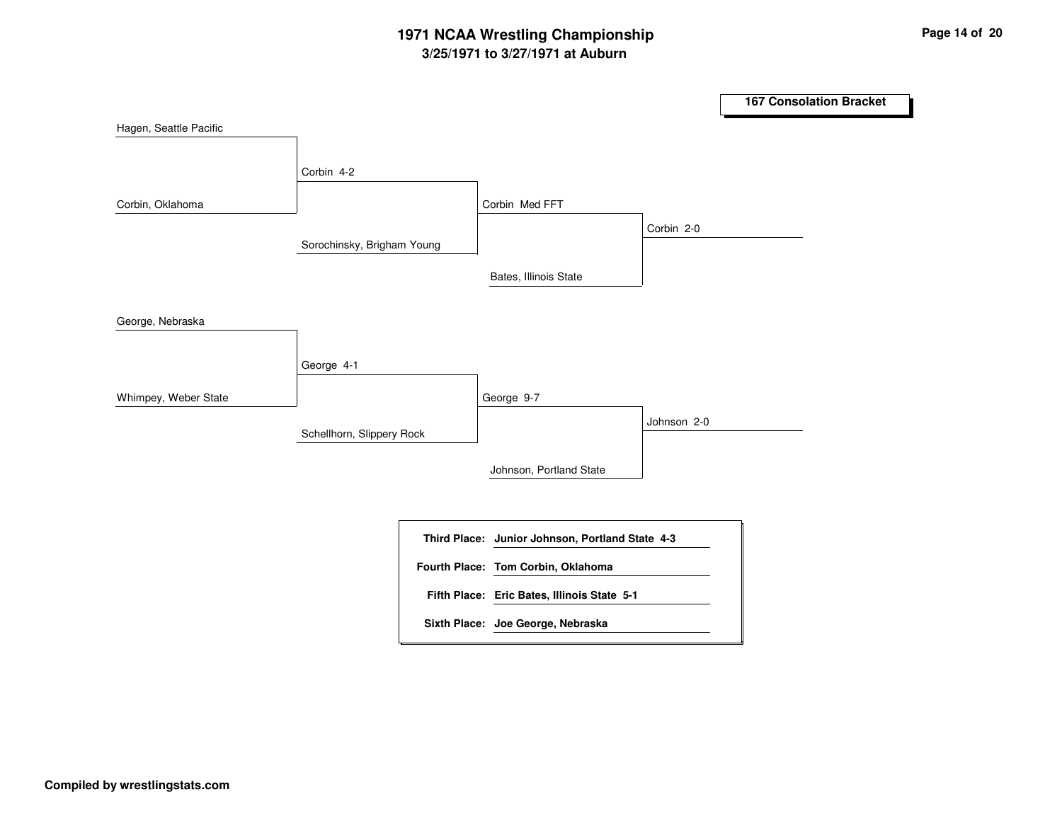# 1971 NCAA Wrestling Championship

## 3/25/1971 to 3/27/1971 at Auburn

### 167 Consolation Bracket

Hagen, Seattle Pacific

Corbin, Oklahoma

Corbin 4-2

Sorochinsky, Brigham Young

Corbin Med FFT

Bates, Illinois State

Corbin 2-0

George, Nebraska

Whimpey, Weber State

George 4-1

Schellhorn, Slippery Rock

George 9-7

Johnson, Portland State

Johnson 2-0

| | |
|---|---|
| **Third Place:** | **Junior Johnson, Portland State 4-3** |
| **Fourth Place:** | **Tom Corbin, Oklahoma** |
| **Fifth Place:** | **Eric Bates, Illinois State 5-1** |
| **Sixth Place:** | **Joe George, Nebraska** |

**Compiled by wrestlingstats.com**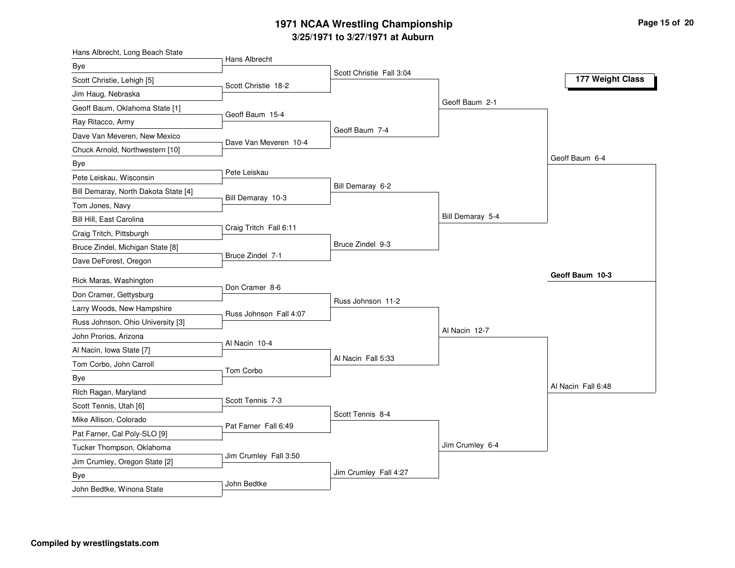# 1971 NCAA Wrestling Championship

## 3/25/1971 to 3/27/1971 at Auburn

### 177 Weight Class

**First Round**

- Hans Albrecht, Long Beach State vs Bye — Hans Albrecht
- Scott Christie, Lehigh [5] vs Jim Haug, Nebraska — Scott Christie 18-2
- Geoff Baum, Oklahoma State [1] vs Ray Ritacco, Army — Geoff Baum 15-4
- Dave Van Meveren, New Mexico vs Chuck Arnold, Northwestern [10] — Dave Van Meveren 10-4
- Bye vs Pete Leiskau, Wisconsin — Pete Leiskau
- Bill Demaray, North Dakota State [4] vs Tom Jones, Navy — Bill Demaray 10-3
- Bill Hill, East Carolina vs Craig Tritch, Pittsburgh — Craig Tritch Fall 6:11
- Bruce Zindel, Michigan State [8] vs Dave DeForest, Oregon — Bruce Zindel 7-1
- Rick Maras, Washington vs Don Cramer, Gettysburg — Don Cramer 8-6
- Larry Woods, New Hampshire vs Russ Johnson, Ohio University [3] — Russ Johnson Fall 4:07
- John Prorios, Arizona vs Al Nacin, Iowa State [7] — Al Nacin 10-4
- Tom Corbo, John Carroll vs Bye — Tom Corbo
- Rich Ragan, Maryland vs Scott Tennis, Utah [6] — Scott Tennis 7-3
- Mike Allison, Colorado vs Pat Farner, Cal Poly-SLO [9] — Pat Farner Fall 6:49
- Tucker Thompson, Oklahoma vs Jim Crumley, Oregon State [2] — Jim Crumley Fall 3:50
- Bye vs John Bedtke, Winona State — John Bedtke

**Second Round**

- Scott Christie Fall 3:04
- Geoff Baum 7-4
- Bill Demaray 6-2
- Bruce Zindel 9-3
- Russ Johnson 11-2
- Al Nacin Fall 5:33
- Scott Tennis 8-4
- Jim Crumley Fall 4:27

**Quarterfinals**

- Geoff Baum 2-1
- Bill Demaray 5-4
- Al Nacin 12-7
- Jim Crumley 6-4

**Semifinals**

- Geoff Baum 6-4
- Al Nacin Fall 6:48

**Final**

- **Geoff Baum 10-3**

Compiled by wrestlingstats.com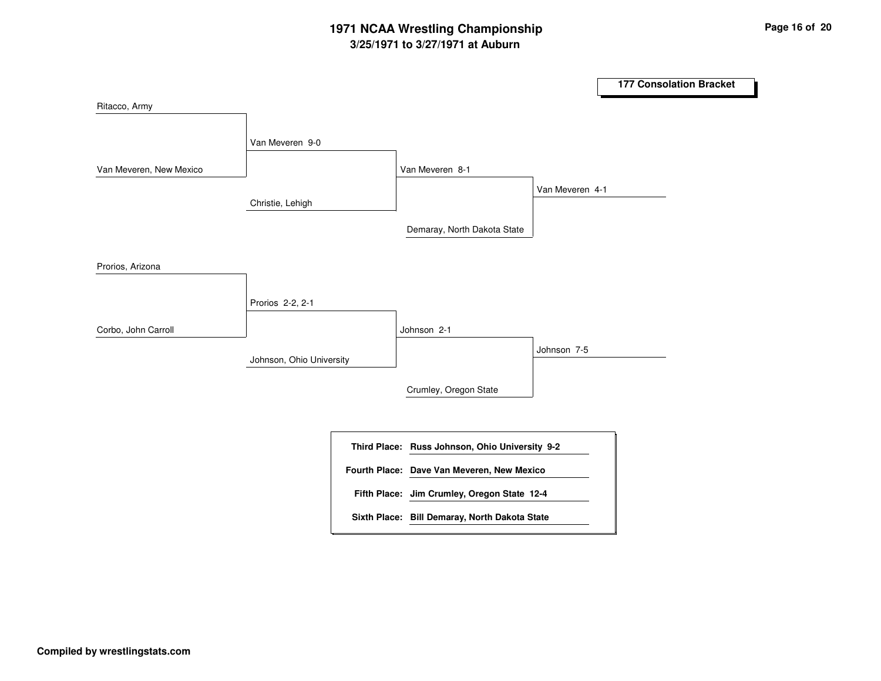# 1971 NCAA Wrestling Championship

## 3/25/1971 to 3/27/1971 at Auburn

### 177 Consolation Bracket

Ritacco, Army

Van Meveren, New Mexico

Van Meveren 9-0

Christie, Lehigh

Van Meveren 8-1

Demaray, North Dakota State

Van Meveren 4-1

Prorios, Arizona

Corbo, John Carroll

Prorios 2-2, 2-1

Johnson, Ohio University

Johnson 2-1

Crumley, Oregon State

Johnson 7-5

| | |
|---|---|
| **Third Place:** | **Russ Johnson, Ohio University 9-2** |
| **Fourth Place:** | **Dave Van Meveren, New Mexico** |
| **Fifth Place:** | **Jim Crumley, Oregon State 12-4** |
| **Sixth Place:** | **Bill Demaray, North Dakota State** |

**Compiled by wrestlingstats.com**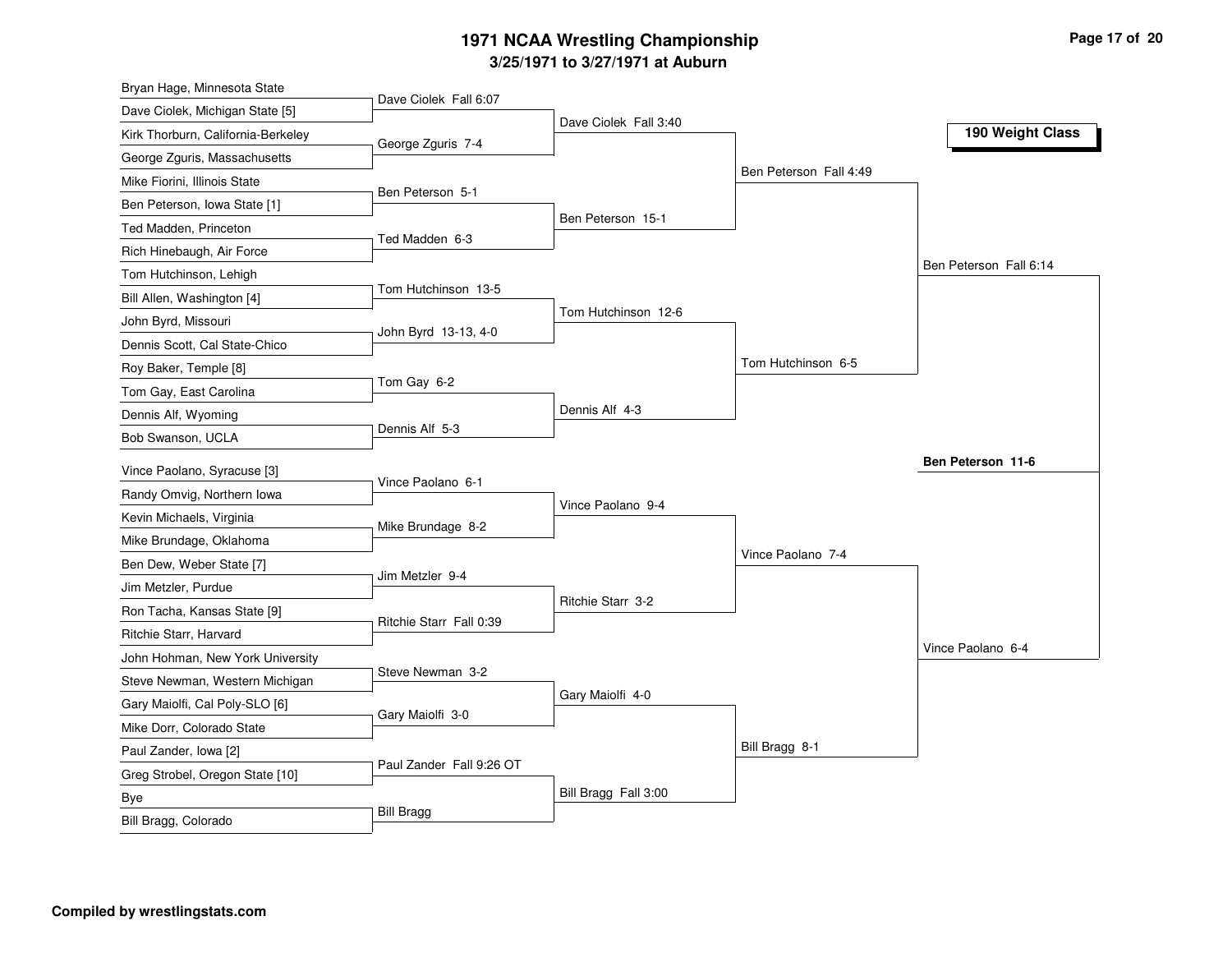# 1971 NCAA Wrestling Championship

## 3/25/1971 to 3/27/1971 at Auburn

### 190 Weight Class

**First Round**

| Wrestler | Wrestler | Result |
|---|---|---|
| Bryan Hage, Minnesota State | Dave Ciolek, Michigan State [5] | Dave Ciolek Fall 6:07 |
| Kirk Thorburn, California-Berkeley | George Zguris, Massachusetts | George Zguris 7-4 |
| Mike Fiorini, Illinois State | Ben Peterson, Iowa State [1] | Ben Peterson 5-1 |
| Ted Madden, Princeton | Rich Hinebaugh, Air Force | Ted Madden 6-3 |
| Tom Hutchinson, Lehigh | Bill Allen, Washington [4] | Tom Hutchinson 13-5 |
| John Byrd, Missouri | Dennis Scott, Cal State-Chico | John Byrd 13-13, 4-0 |
| Roy Baker, Temple [8] | Tom Gay, East Carolina | Tom Gay 6-2 |
| Dennis Alf, Wyoming | Bob Swanson, UCLA | Dennis Alf 5-3 |
| Vince Paolano, Syracuse [3] | Randy Omvig, Northern Iowa | Vince Paolano 6-1 |
| Kevin Michaels, Virginia | Mike Brundage, Oklahoma | Mike Brundage 8-2 |
| Ben Dew, Weber State [7] | Jim Metzler, Purdue | Jim Metzler 9-4 |
| Ron Tacha, Kansas State [9] | Ritchie Starr, Harvard | Ritchie Starr Fall 0:39 |
| John Hohman, New York University | Steve Newman, Western Michigan | Steve Newman 3-2 |
| Gary Maiolfi, Cal Poly-SLO [6] | Mike Dorr, Colorado State | Gary Maiolfi 3-0 |
| Paul Zander, Iowa [2] | Greg Strobel, Oregon State [10] | Paul Zander Fall 9:26 OT |
| Bye | Bill Bragg, Colorado | Bill Bragg |

**Second Round**

- Dave Ciolek Fall 3:40
- Ben Peterson 15-1
- Tom Hutchinson 12-6
- Dennis Alf 4-3
- Vince Paolano 9-4
- Ritchie Starr 3-2
- Gary Maiolfi 4-0
- Bill Bragg Fall 3:00

**Quarterfinals**

- Ben Peterson Fall 4:49
- Tom Hutchinson 6-5
- Vince Paolano 7-4
- Bill Bragg 8-1

**Semifinals**

- Ben Peterson Fall 6:14
- Vince Paolano 6-4

**Final**

- **Ben Peterson 11-6**

**Compiled by wrestlingstats.com**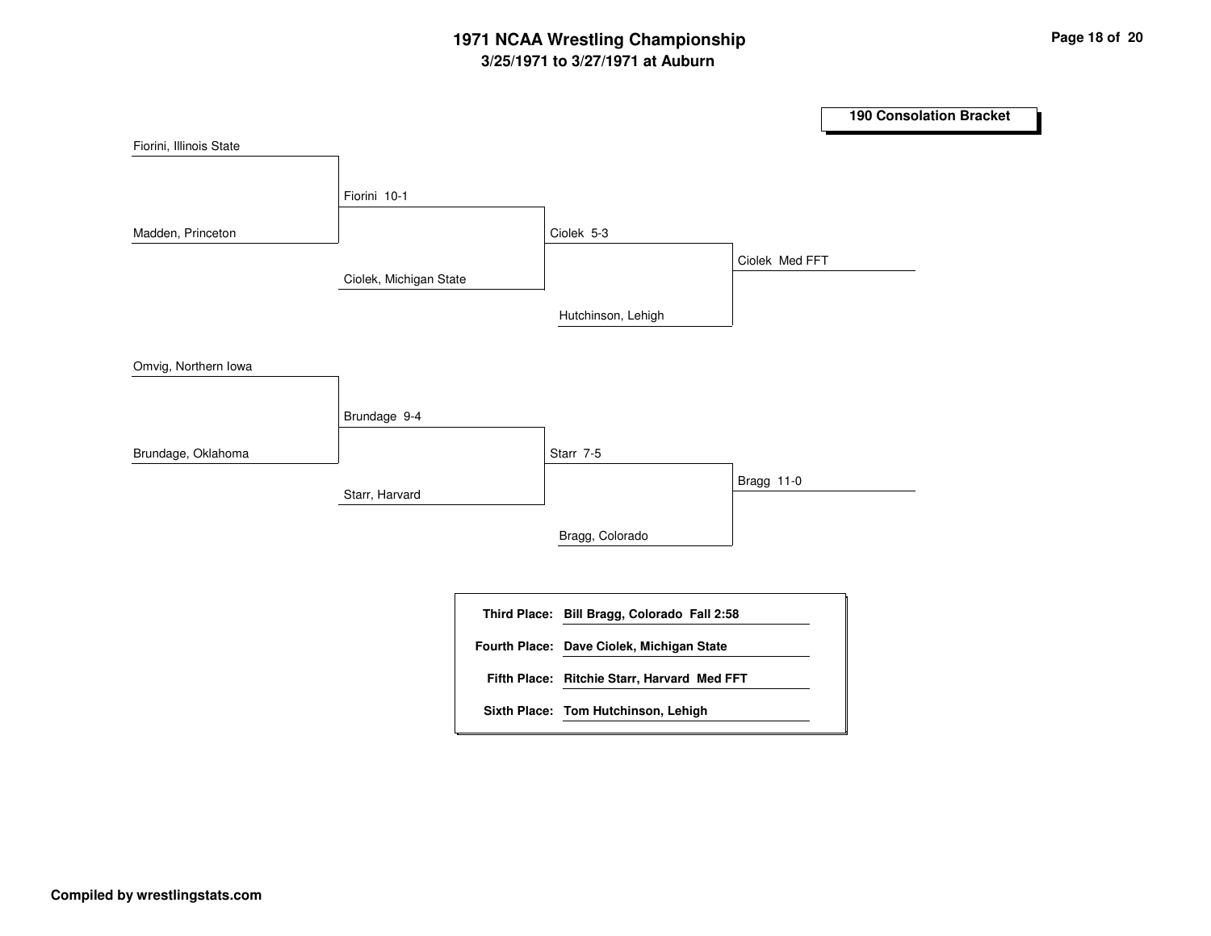# 1971 NCAA Wrestling Championship

## 3/25/1971 to 3/27/1971 at Auburn

### 190 Consolation Bracket

**Round 1**
- Fiorini, Illinois State
- Madden, Princeton
- Winner: Fiorini 10-1

**Round 2**
- Fiorini 10-1
- Ciolek, Michigan State
- Winner: Ciolek 5-3

**Round 3**
- Ciolek 5-3
- Hutchinson, Lehigh
- Winner: Ciolek Med FFT

**Round 1**
- Omvig, Northern Iowa
- Brundage, Oklahoma
- Winner: Brundage 9-4

**Round 2**
- Brundage 9-4
- Starr, Harvard
- Winner: Starr 7-5

**Round 3**
- Starr 7-5
- Bragg, Colorado
- Winner: Bragg 11-0

| Place | Result |
|---|---|
| **Third Place:** | **Bill Bragg, Colorado Fall 2:58** |
| **Fourth Place:** | **Dave Ciolek, Michigan State** |
| **Fifth Place:** | **Ritchie Starr, Harvard Med FFT** |
| **Sixth Place:** | **Tom Hutchinson, Lehigh** |

**Compiled by wrestlingstats.com**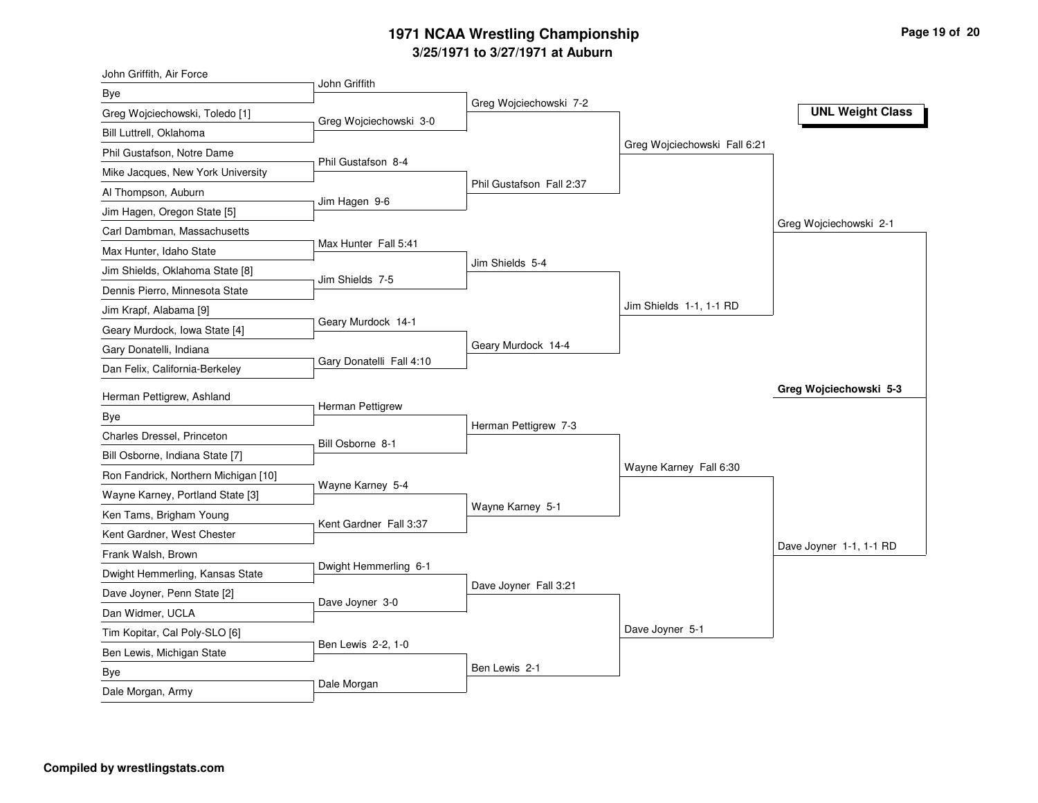# 1971 NCAA Wrestling Championship

## 3/25/1971 to 3/27/1971 at Auburn

**UNL Weight Class**

### First Round

| Wrestler 1 | Wrestler 2 | Winner |
| --- | --- | --- |
| John Griffith, Air Force | Bye | John Griffith |
| Greg Wojciechowski, Toledo [1] | Bill Luttrell, Oklahoma | Greg Wojciechowski 3-0 |
| Phil Gustafson, Notre Dame | Mike Jacques, New York University | Phil Gustafson 8-4 |
| Al Thompson, Auburn | Jim Hagen, Oregon State [5] | Jim Hagen 9-6 |
| Carl Dambman, Massachusetts | Max Hunter, Idaho State | Max Hunter Fall 5:41 |
| Jim Shields, Oklahoma State [8] | Dennis Pierro, Minnesota State | Jim Shields 7-5 |
| Jim Krapf, Alabama [9] | Geary Murdock, Iowa State [4] | Geary Murdock 14-1 |
| Gary Donatelli, Indiana | Dan Felix, California-Berkeley | Gary Donatelli Fall 4:10 |
| Herman Pettigrew, Ashland | Bye | Herman Pettigrew |
| Charles Dressel, Princeton | Bill Osborne, Indiana State [7] | Bill Osborne 8-1 |
| Ron Fandrick, Northern Michigan [10] | Wayne Karney, Portland State [3] | Wayne Karney 5-4 |
| Ken Tams, Brigham Young | Kent Gardner, West Chester | Kent Gardner Fall 3:37 |
| Frank Walsh, Brown | Dwight Hemmerling, Kansas State | Dwight Hemmerling 6-1 |
| Dave Joyner, Penn State [2] | Dan Widmer, UCLA | Dave Joyner 3-0 |
| Tim Kopitar, Cal Poly-SLO [6] | Ben Lewis, Michigan State | Ben Lewis 2-2, 1-0 |
| Bye | Dale Morgan, Army | Dale Morgan |

### Second Round

- Greg Wojciechowski 7-2
- Phil Gustafson Fall 2:37
- Jim Shields 5-4
- Geary Murdock 14-4
- Herman Pettigrew 7-3
- Wayne Karney 5-1
- Dave Joyner Fall 3:21
- Ben Lewis 2-1

### Quarterfinals

- Greg Wojciechowski Fall 6:21
- Jim Shields 1-1, 1-1 RD
- Wayne Karney Fall 6:30
- Dave Joyner 5-1

### Semifinals

- Greg Wojciechowski 2-1
- Dave Joyner 1-1, 1-1 RD

### Final

**Greg Wojciechowski 5-3**

**Compiled by wrestlingstats.com**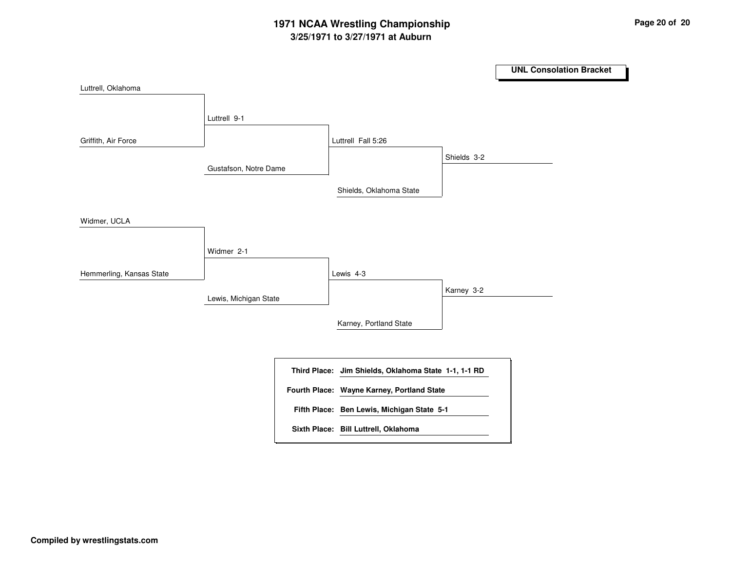# 1971 NCAA Wrestling Championship

## 3/25/1971 to 3/27/1971 at Auburn

**UNL Consolation Bracket**

Luttrell, Oklahoma

Griffith, Air Force

Luttrell 9-1

Gustafson, Notre Dame

Luttrell Fall 5:26

Shields, Oklahoma State

Shields 3-2

Widmer, UCLA

Hemmerling, Kansas State

Widmer 2-1

Lewis, Michigan State

Lewis 4-3

Karney, Portland State

Karney 3-2

| | |
|---|---|
| **Third Place:** | **Jim Shields, Oklahoma State 1-1, 1-1 RD** |
| **Fourth Place:** | **Wayne Karney, Portland State** |
| **Fifth Place:** | **Ben Lewis, Michigan State 5-1** |
| **Sixth Place:** | **Bill Luttrell, Oklahoma** |

**Compiled by wrestlingstats.com**